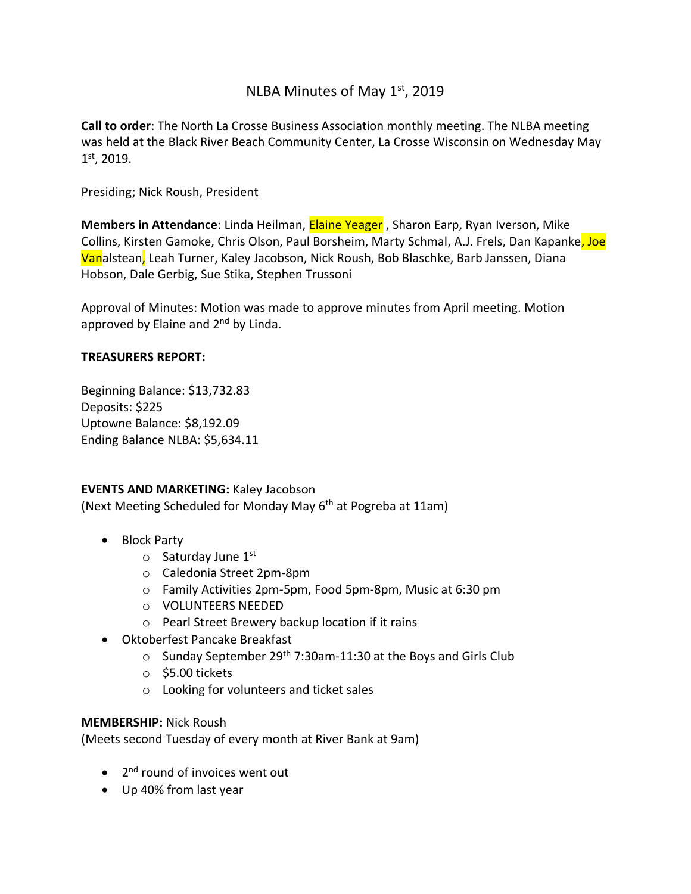# NLBA Minutes of May 1st, 2019

**Call to order**: The North La Crosse Business Association monthly meeting. The NLBA meeting was held at the Black River Beach Community Center, La Crosse Wisconsin on Wednesday May 1st, 2019.

Presiding; Nick Roush, President

**Members in Attendance**: Linda Heilman, Elaine Yeager , Sharon Earp, Ryan Iverson, Mike Collins, Kirsten Gamoke, Chris Olson, Paul Borsheim, Marty Schmal, A.J. Frels, Dan Kapanke, Joe Vanalstean, Leah Turner, Kaley Jacobson, Nick Roush, Bob Blaschke, Barb Janssen, Diana Hobson, Dale Gerbig, Sue Stika, Stephen Trussoni

Approval of Minutes: Motion was made to approve minutes from April meeting. Motion approved by Elaine and 2nd by Linda.

**TREASURERS REPORT:**

Beginning Balance: $13,732.83
Deposits: $225
Uptowne Balance: $8,192.09
Ending Balance NLBA: $5,634.11

**EVENTS AND MARKETING:** Kaley Jacobson
(Next Meeting Scheduled for Monday May 6th at Pogreba at 11am)

- Block Party
  - Saturday June 1st
  - Caledonia Street 2pm-8pm
  - Family Activities 2pm-5pm, Food 5pm-8pm, Music at 6:30 pm
  - VOLUNTEERS NEEDED
  - Pearl Street Brewery backup location if it rains
- Oktoberfest Pancake Breakfast
  - Sunday September 29th 7:30am-11:30 at the Boys and Girls Club
  - $5.00 tickets
  - Looking for volunteers and ticket sales

**MEMBERSHIP:** Nick Roush
(Meets second Tuesday of every month at River Bank at 9am)

- 2nd round of invoices went out
- Up 40% from last year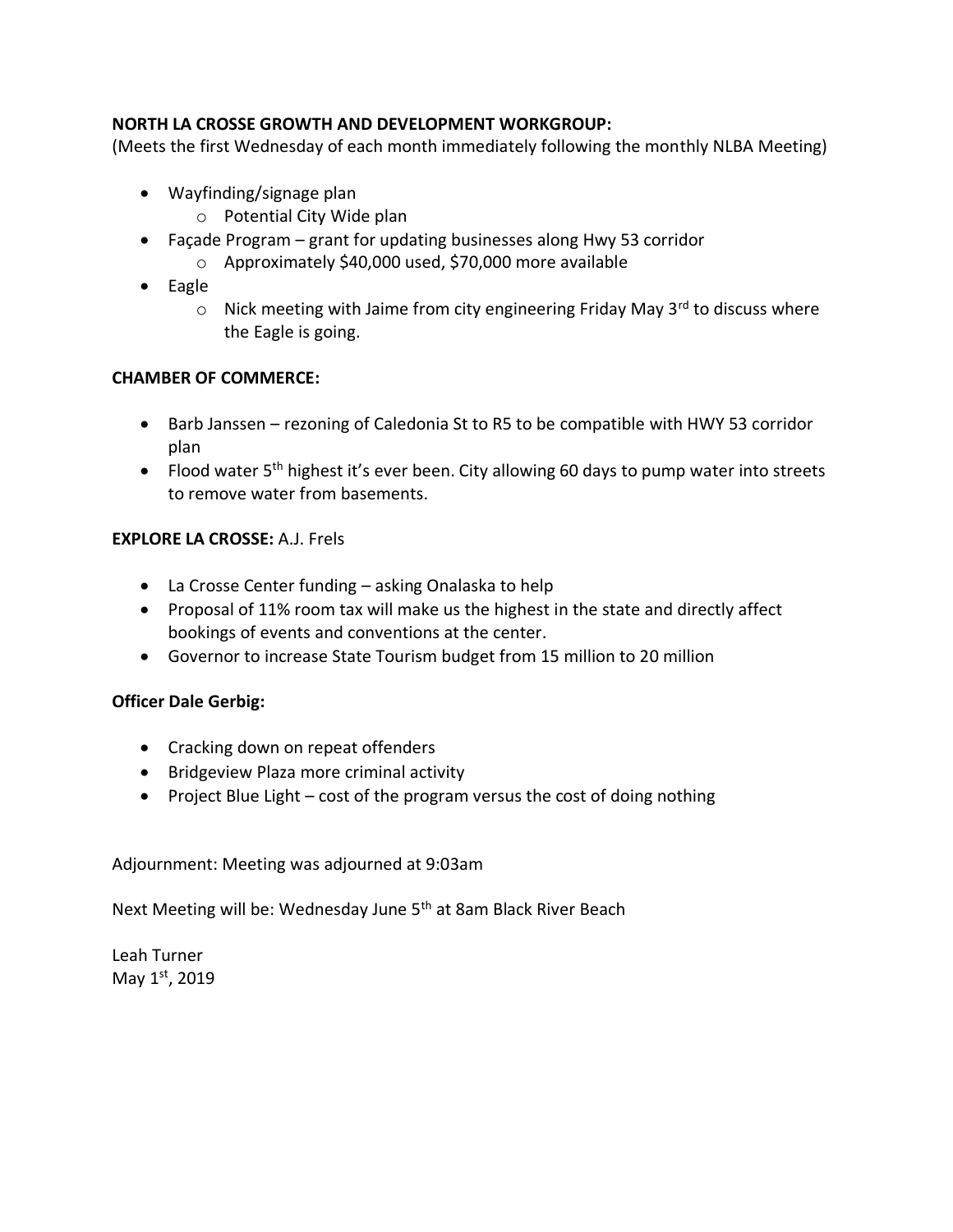**NORTH LA CROSSE GROWTH AND DEVELOPMENT WORKGROUP:**
(Meets the first Wednesday of each month immediately following the monthly NLBA Meeting)

- Wayfinding/signage plan
  - Potential City Wide plan
- Façade Program – grant for updating businesses along Hwy 53 corridor
  - Approximately $40,000 used, $70,000 more available
- Eagle
  - Nick meeting with Jaime from city engineering Friday May 3rd to discuss where the Eagle is going.

**CHAMBER OF COMMERCE:**

- Barb Janssen – rezoning of Caledonia St to R5 to be compatible with HWY 53 corridor plan
- Flood water 5th highest it's ever been. City allowing 60 days to pump water into streets to remove water from basements.

**EXPLORE LA CROSSE:** A.J. Frels

- La Crosse Center funding – asking Onalaska to help
- Proposal of 11% room tax will make us the highest in the state and directly affect bookings of events and conventions at the center.
- Governor to increase State Tourism budget from 15 million to 20 million

**Officer Dale Gerbig:**

- Cracking down on repeat offenders
- Bridgeview Plaza more criminal activity
- Project Blue Light – cost of the program versus the cost of doing nothing

Adjournment: Meeting was adjourned at 9:03am

Next Meeting will be: Wednesday June 5th at 8am Black River Beach

Leah Turner
May 1st, 2019